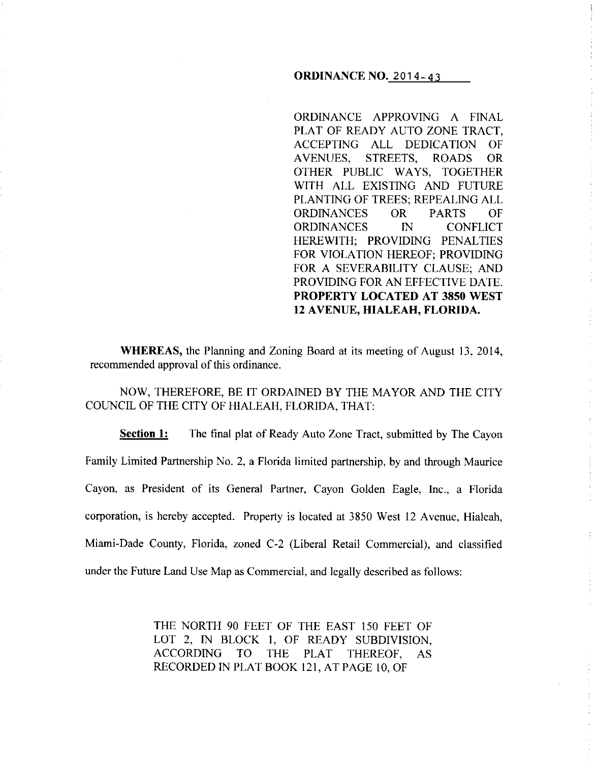**ORDINANCE NO. 2014-43**

ORDINANCE APPROVING A FINAL PLAT OF READY AUTO ZONE TRACT, ACCEPTING ALL DEDICATION OF AVENUES, STREETS, ROADS OR OTHER PUBLIC WAYS, TOGETHER WITH ALL EXISTING AND FUTURE PLANTING OF TREES; REPEALING ALL ORDINANCES OR PARTS OF ORDINANCES IN CONFLICT HEREWITH; PROVIDING PENALTIES FOR VIOLATION HEREOF; PROVIDING FOR A SEVERABILITY CLAUSE; AND PROVIDING FOR AN EFFECTIVE DATE. **PROPERTY LOCATED AT 3850 WEST 12 AVENUE, HIALEAH, FLORIDA.**

**WHEREAS,** the Planning and Zoning Board at its meeting of August 13, 2014, recommended approval of this ordinance.

NOW, THEREFORE, BE IT ORDAINED BY THE MAYOR AND THE CITY COUNCIL OF THE CITY OF HIALEAH, FLORIDA, THAT:

**Section 1:** The final plat of Ready Auto Zone Tract, submitted by The Cayon Family Limited Partnership No. 2, a Florida limited partnership, by and through Maurice Cayon, as President of its General Partner, Cayon Golden Eagle, Inc., a Florida corporation, is hereby accepted. Property is located at 3850 West 12 Avenue, Hialeah, Miami-Dade County, Florida, zoned C-2 (Liberal Retail Commercial), and classified under the Future Land Use Map as Commercial, and legally described as follows:

> THE NORTH 90 FEET OF THE EAST 150 FEET OF LOT 2, IN BLOCK 1, OF READY SUBDIVISION, ACCORDING TO THE PLAT THEREOF, AS RECORDED IN PLAT BOOK 121, AT PAGE 10, OF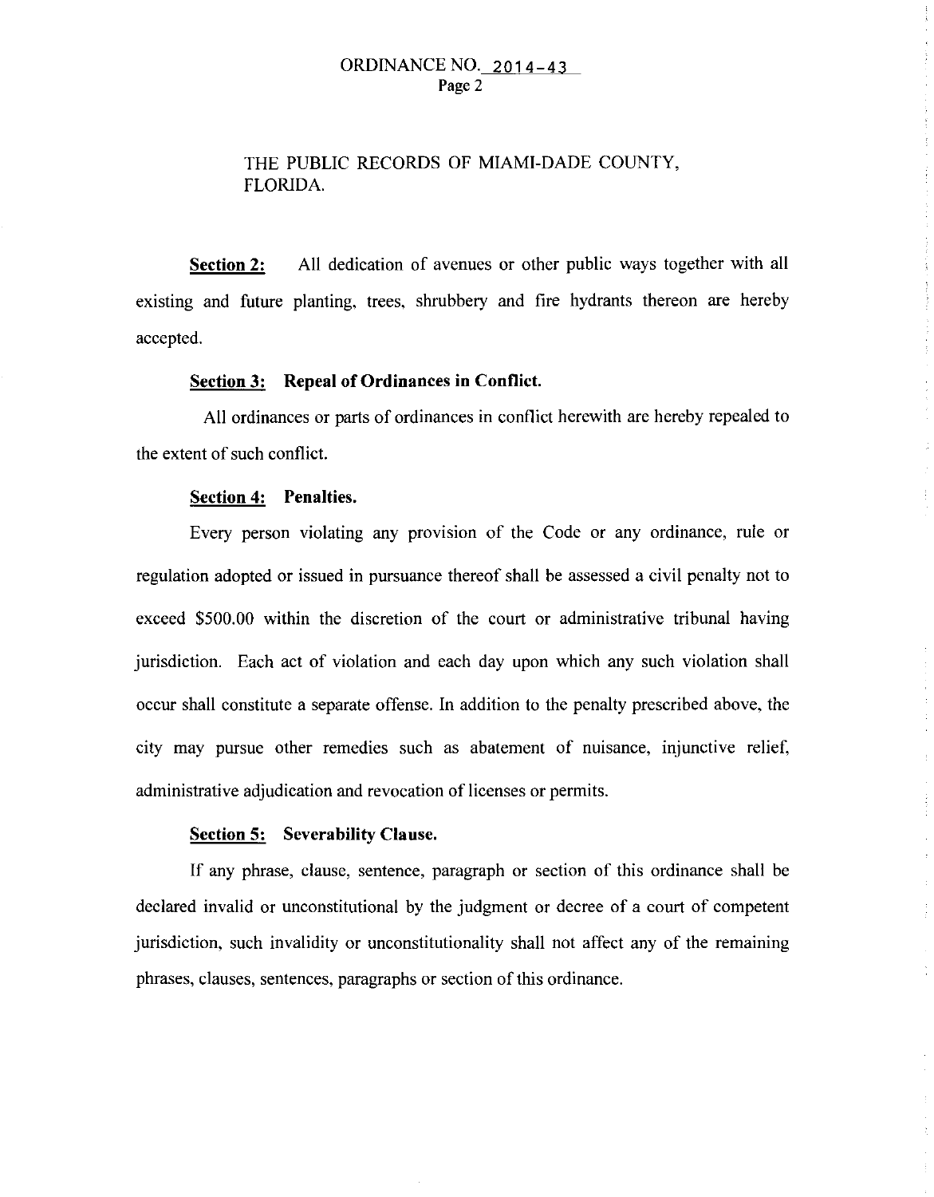THE PUBLIC RECORDS OF MIAMI-DADE COUNTY, FLORIDA.

**Section 2:** All dedication of avenues or other public ways together with all existing and future planting, trees, shrubbery and fire hydrants thereon are hereby accepted.

**Section 3: Repeal of Ordinances in Conflict.**

All ordinances or parts of ordinances in conflict herewith are hereby repealed to the extent of such conflict.

**Section 4: Penalties.**

Every person violating any provision of the Code or any ordinance, rule or regulation adopted or issued in pursuance thereof shall be assessed a civil penalty not to exceed $500.00 within the discretion of the court or administrative tribunal having jurisdiction. Each act of violation and each day upon which any such violation shall occur shall constitute a separate offense. In addition to the penalty prescribed above, the city may pursue other remedies such as abatement of nuisance, injunctive relief, administrative adjudication and revocation of licenses or permits.

**Section 5: Severability Clause.**

If any phrase, clause, sentence, paragraph or section of this ordinance shall be declared invalid or unconstitutional by the judgment or decree of a court of competent jurisdiction, such invalidity or unconstitutionality shall not affect any of the remaining phrases, clauses, sentences, paragraphs or section of this ordinance.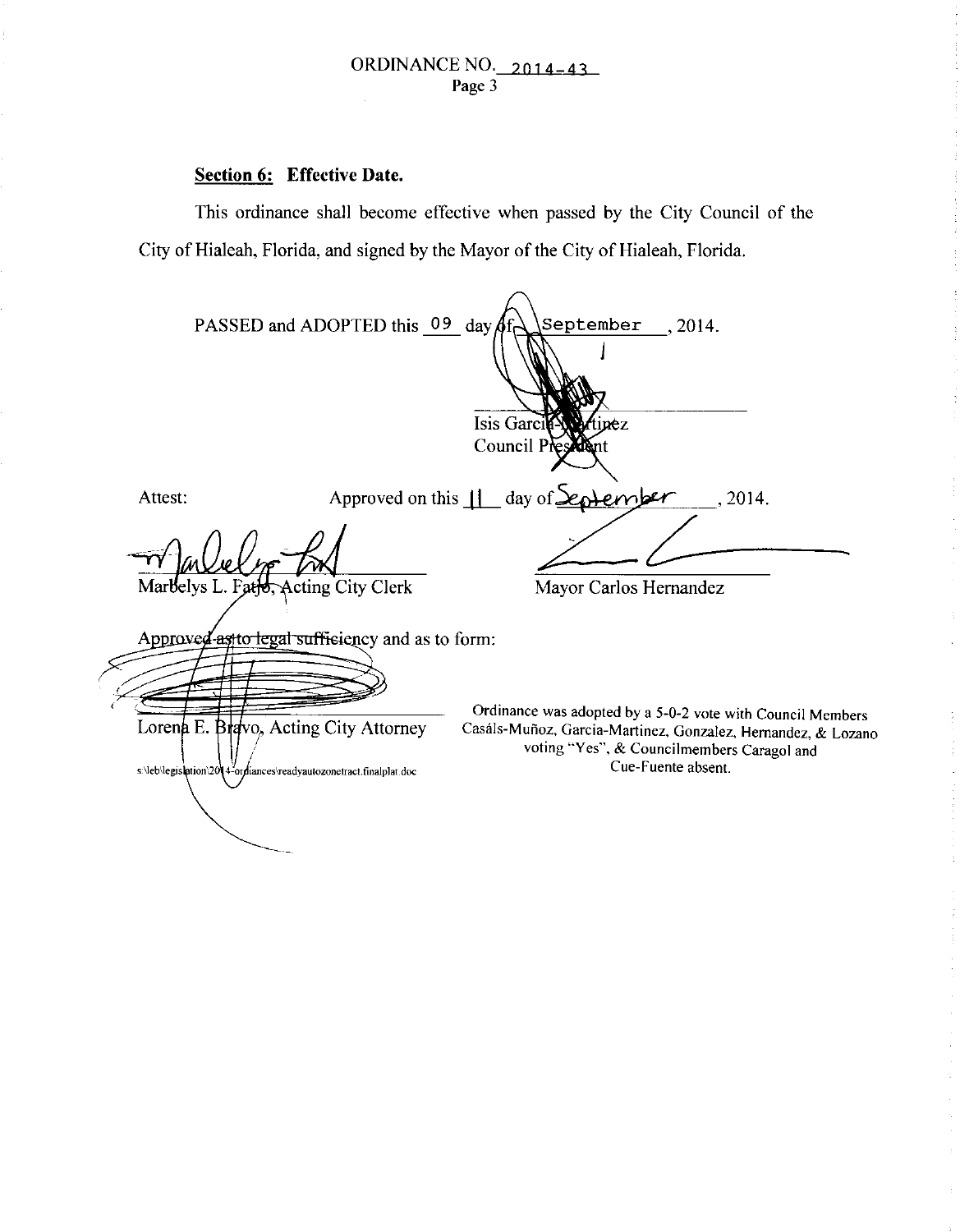ORDINANCE NO. 2014-43

Page 3

**Section 6: Effective Date.**

This ordinance shall become effective when passed by the City Council of the City of Hialeah, Florida, and signed by the Mayor of the City of Hialeah, Florida.

PASSED and ADOPTED this 09 day of September, 2014.

Isis Garcia-Martinez
Council President

Attest:

Approved on this 11 day of September, 2014.

Marbelys L. Fatjo, Acting City Clerk

Mayor Carlos Hernandez

Approved as to legal sufficiency and as to form:

Lorena E. Bravo, Acting City Attorney

s:\leb\legislation\2014-ordinances\readyautozonetract.finalplat.doc

Ordinance was adopted by a 5-0-2 vote with Council Members Casáls-Muñoz, Garcia-Martinez, Gonzalez, Hernandez, & Lozano voting "Yes", & Councilmembers Caragol and Cue-Fuente absent.